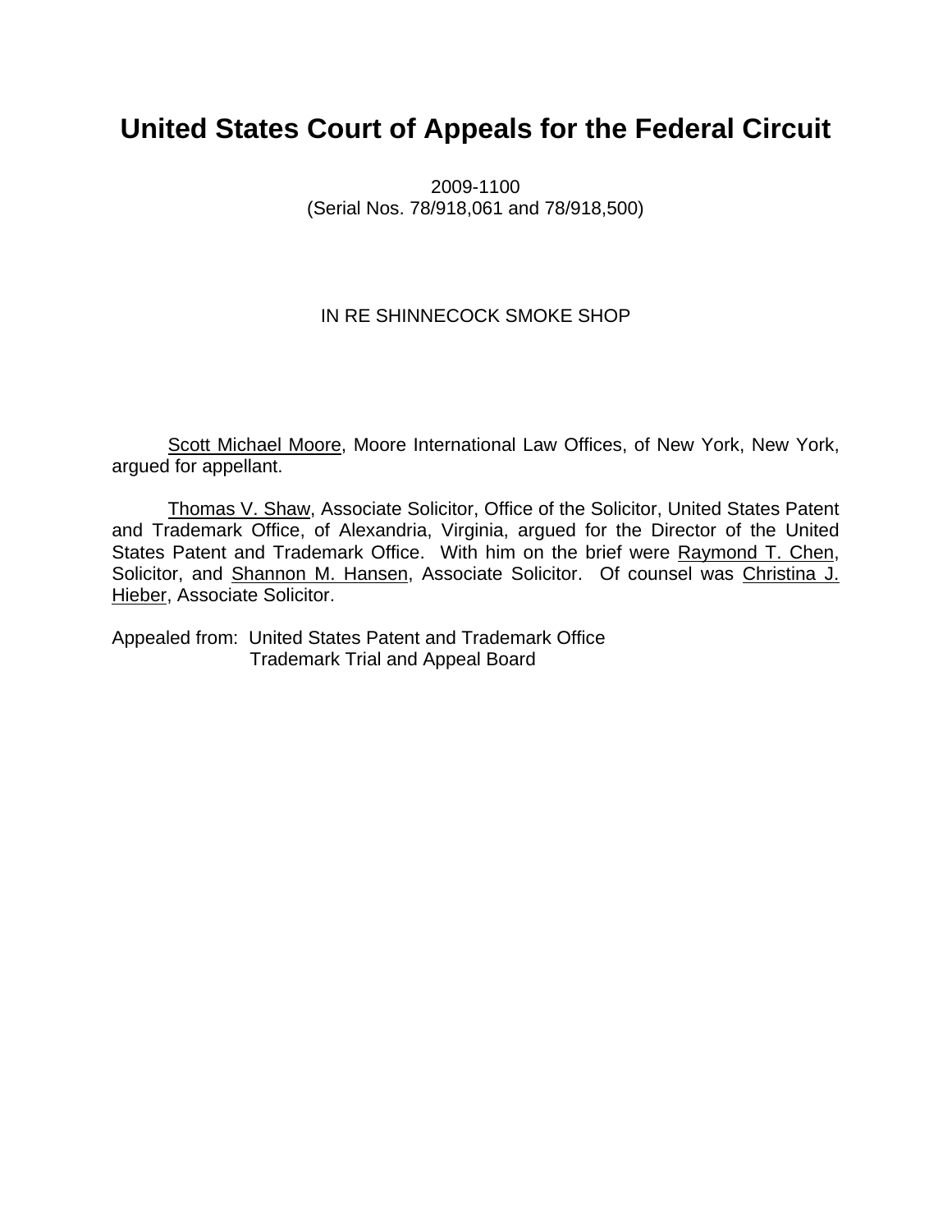# United States Court of Appeals for the Federal Circuit

2009-1100
(Serial Nos. 78/918,061 and 78/918,500)

IN RE SHINNECOCK SMOKE SHOP

Scott Michael Moore, Moore International Law Offices, of New York, New York, argued for appellant.

Thomas V. Shaw, Associate Solicitor, Office of the Solicitor, United States Patent and Trademark Office, of Alexandria, Virginia, argued for the Director of the United States Patent and Trademark Office. With him on the brief were Raymond T. Chen, Solicitor, and Shannon M. Hansen, Associate Solicitor. Of counsel was Christina J. Hieber, Associate Solicitor.

Appealed from: United States Patent and Trademark Office
Trademark Trial and Appeal Board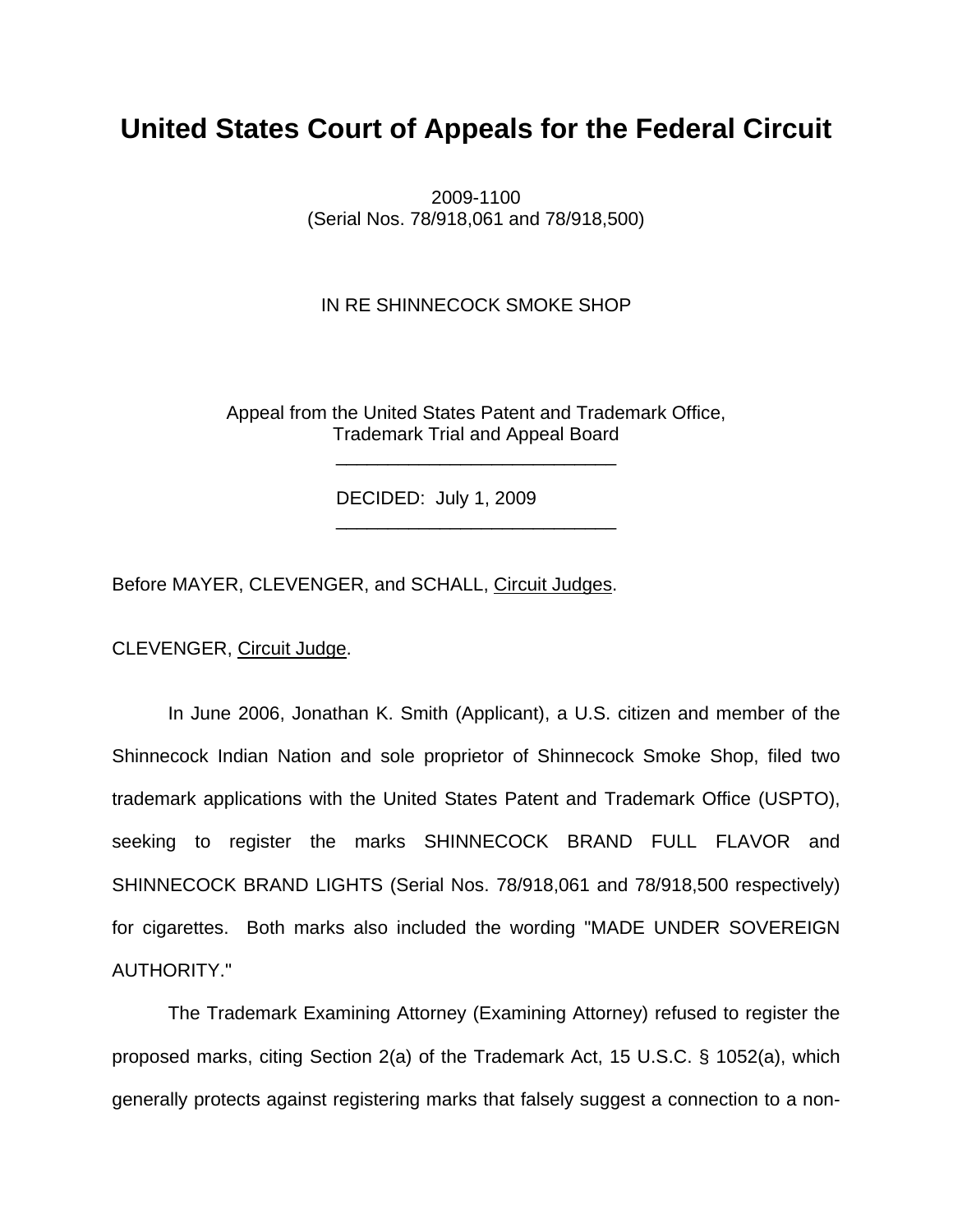# United States Court of Appeals for the Federal Circuit

2009-1100
(Serial Nos. 78/918,061 and 78/918,500)

IN RE SHINNECOCK SMOKE SHOP

Appeal from the United States Patent and Trademark Office,
Trademark Trial and Appeal Board

---

DECIDED: July 1, 2009

---

Before MAYER, CLEVENGER, and SCHALL, Circuit Judges.

CLEVENGER, Circuit Judge.

In June 2006, Jonathan K. Smith (Applicant), a U.S. citizen and member of the Shinnecock Indian Nation and sole proprietor of Shinnecock Smoke Shop, filed two trademark applications with the United States Patent and Trademark Office (USPTO), seeking to register the marks SHINNECOCK BRAND FULL FLAVOR and SHINNECOCK BRAND LIGHTS (Serial Nos. 78/918,061 and 78/918,500 respectively) for cigarettes. Both marks also included the wording "MADE UNDER SOVEREIGN AUTHORITY."

The Trademark Examining Attorney (Examining Attorney) refused to register the proposed marks, citing Section 2(a) of the Trademark Act, 15 U.S.C. § 1052(a), which generally protects against registering marks that falsely suggest a connection to a non-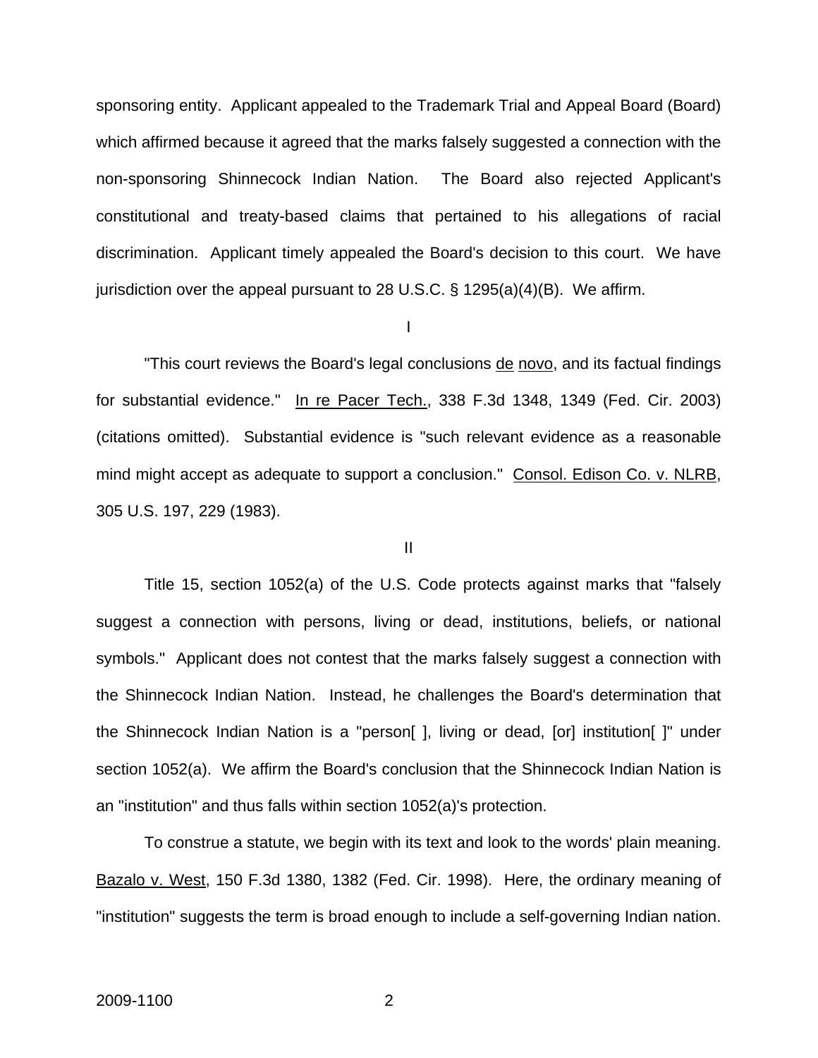sponsoring entity. Applicant appealed to the Trademark Trial and Appeal Board (Board) which affirmed because it agreed that the marks falsely suggested a connection with the non-sponsoring Shinnecock Indian Nation. The Board also rejected Applicant's constitutional and treaty-based claims that pertained to his allegations of racial discrimination. Applicant timely appealed the Board's decision to this court. We have jurisdiction over the appeal pursuant to 28 U.S.C. § 1295(a)(4)(B). We affirm.

I

"This court reviews the Board's legal conclusions de novo, and its factual findings for substantial evidence." In re Pacer Tech., 338 F.3d 1348, 1349 (Fed. Cir. 2003) (citations omitted). Substantial evidence is "such relevant evidence as a reasonable mind might accept as adequate to support a conclusion." Consol. Edison Co. v. NLRB, 305 U.S. 197, 229 (1983).

II

Title 15, section 1052(a) of the U.S. Code protects against marks that "falsely suggest a connection with persons, living or dead, institutions, beliefs, or national symbols." Applicant does not contest that the marks falsely suggest a connection with the Shinnecock Indian Nation. Instead, he challenges the Board's determination that the Shinnecock Indian Nation is a "person[ ], living or dead, [or] institution[ ]" under section 1052(a). We affirm the Board's conclusion that the Shinnecock Indian Nation is an "institution" and thus falls within section 1052(a)'s protection.

To construe a statute, we begin with its text and look to the words' plain meaning. Bazalo v. West, 150 F.3d 1380, 1382 (Fed. Cir. 1998). Here, the ordinary meaning of "institution" suggests the term is broad enough to include a self-governing Indian nation.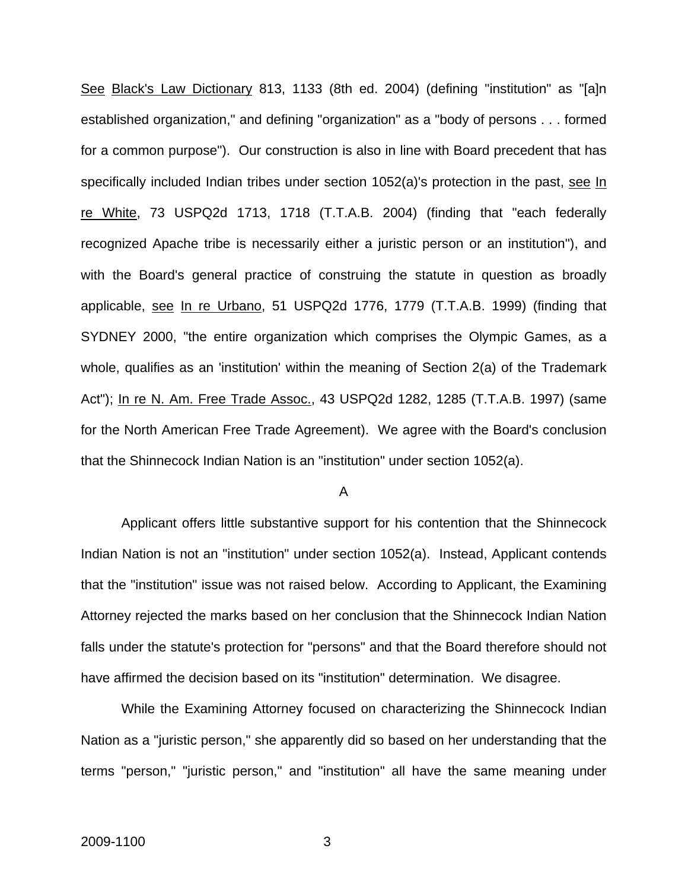See Black's Law Dictionary 813, 1133 (8th ed. 2004) (defining "institution" as "[a]n established organization," and defining "organization" as a "body of persons . . . formed for a common purpose"). Our construction is also in line with Board precedent that has specifically included Indian tribes under section 1052(a)'s protection in the past, see In re White, 73 USPQ2d 1713, 1718 (T.T.A.B. 2004) (finding that "each federally recognized Apache tribe is necessarily either a juristic person or an institution"), and with the Board's general practice of construing the statute in question as broadly applicable, see In re Urbano, 51 USPQ2d 1776, 1779 (T.T.A.B. 1999) (finding that SYDNEY 2000, "the entire organization which comprises the Olympic Games, as a whole, qualifies as an 'institution' within the meaning of Section 2(a) of the Trademark Act"); In re N. Am. Free Trade Assoc., 43 USPQ2d 1282, 1285 (T.T.A.B. 1997) (same for the North American Free Trade Agreement). We agree with the Board's conclusion that the Shinnecock Indian Nation is an "institution" under section 1052(a).

A

Applicant offers little substantive support for his contention that the Shinnecock Indian Nation is not an "institution" under section 1052(a). Instead, Applicant contends that the "institution" issue was not raised below. According to Applicant, the Examining Attorney rejected the marks based on her conclusion that the Shinnecock Indian Nation falls under the statute's protection for "persons" and that the Board therefore should not have affirmed the decision based on its "institution" determination. We disagree.

While the Examining Attorney focused on characterizing the Shinnecock Indian Nation as a "juristic person," she apparently did so based on her understanding that the terms "person," "juristic person," and "institution" all have the same meaning under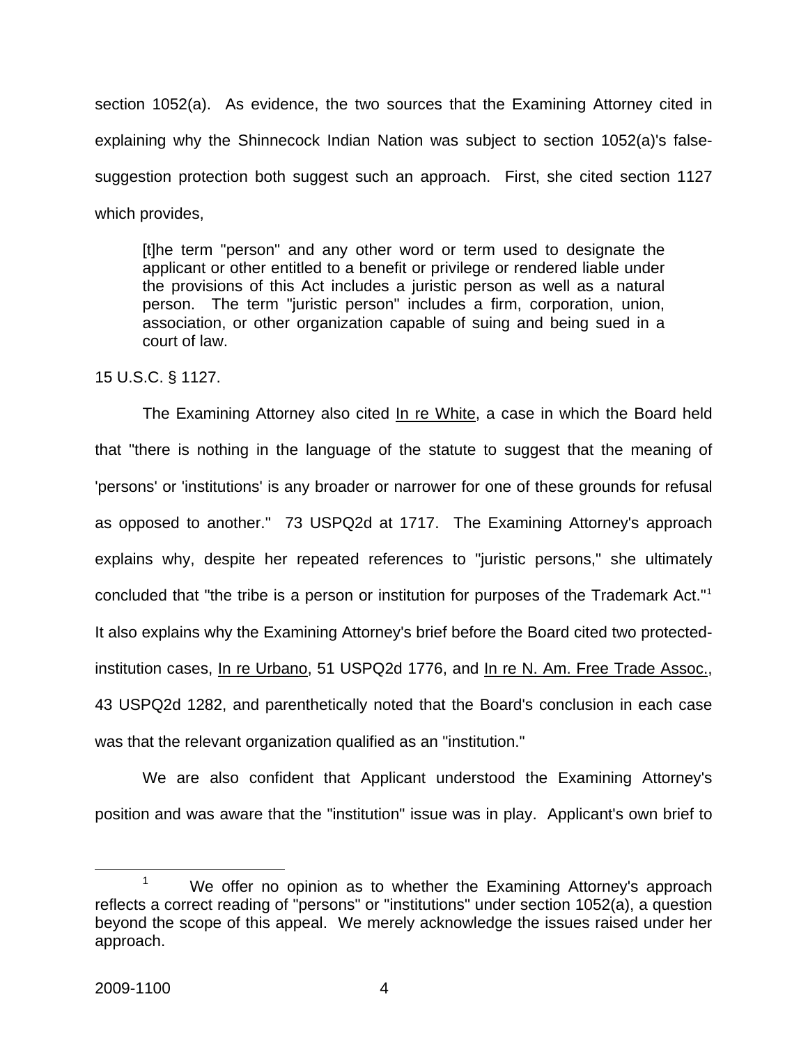section 1052(a). As evidence, the two sources that the Examining Attorney cited in explaining why the Shinnecock Indian Nation was subject to section 1052(a)'s false-suggestion protection both suggest such an approach. First, she cited section 1127 which provides,

> [t]he term "person" and any other word or term used to designate the applicant or other entitled to a benefit or privilege or rendered liable under the provisions of this Act includes a juristic person as well as a natural person. The term "juristic person" includes a firm, corporation, union, association, or other organization capable of suing and being sued in a court of law.

15 U.S.C. § 1127.

The Examining Attorney also cited In re White, a case in which the Board held that "there is nothing in the language of the statute to suggest that the meaning of 'persons' or 'institutions' is any broader or narrower for one of these grounds for refusal as opposed to another." 73 USPQ2d at 1717. The Examining Attorney's approach explains why, despite her repeated references to "juristic persons," she ultimately concluded that "the tribe is a person or institution for purposes of the Trademark Act."[1] It also explains why the Examining Attorney's brief before the Board cited two protected-institution cases, In re Urbano, 51 USPQ2d 1776, and In re N. Am. Free Trade Assoc., 43 USPQ2d 1282, and parenthetically noted that the Board's conclusion in each case was that the relevant organization qualified as an "institution."

We are also confident that Applicant understood the Examining Attorney's position and was aware that the "institution" issue was in play. Applicant's own brief to

---

[1] We offer no opinion as to whether the Examining Attorney's approach reflects a correct reading of "persons" or "institutions" under section 1052(a), a question beyond the scope of this appeal. We merely acknowledge the issues raised under her approach.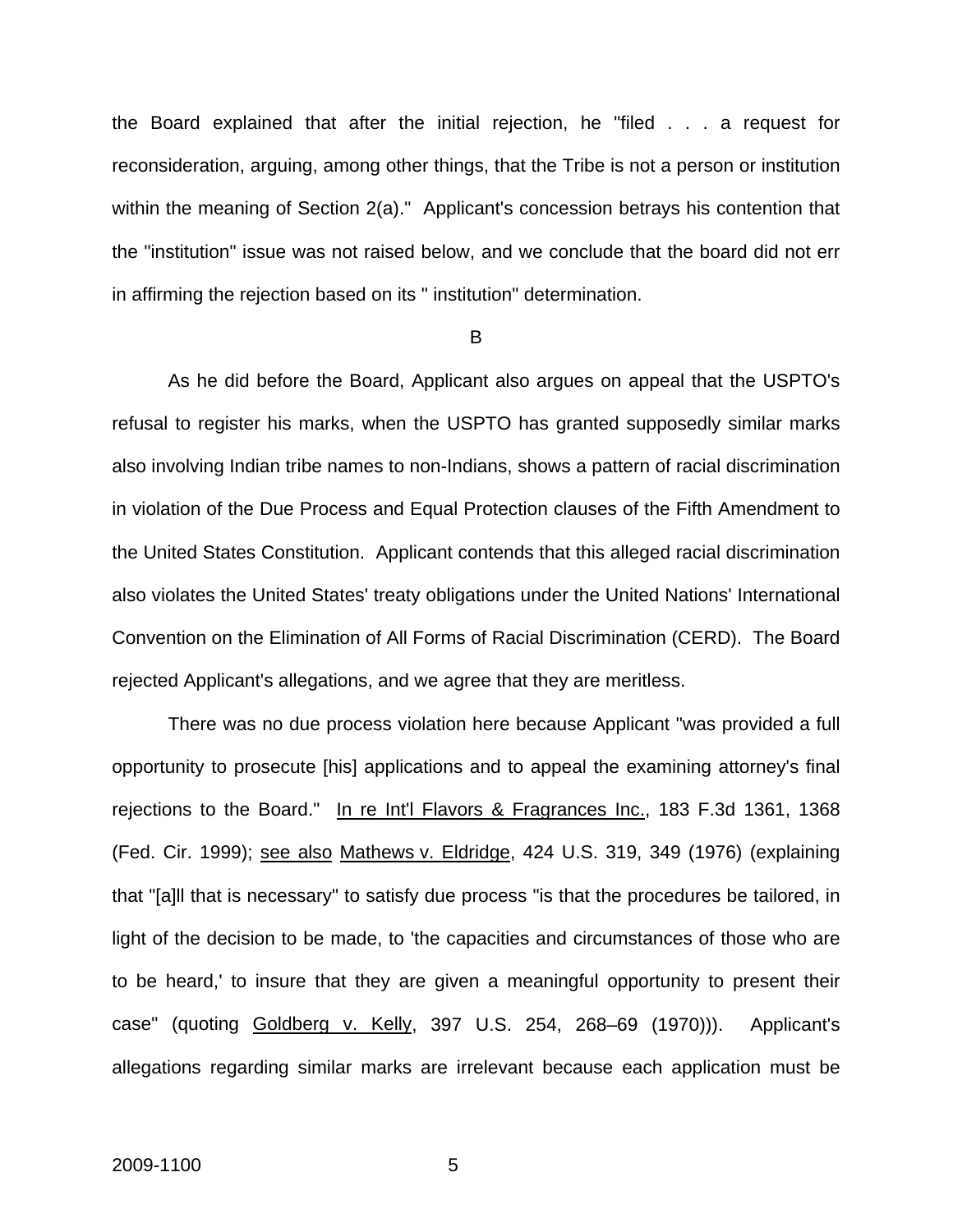the Board explained that after the initial rejection, he "filed . . . a request for reconsideration, arguing, among other things, that the Tribe is not a person or institution within the meaning of Section 2(a)." Applicant's concession betrays his contention that the "institution" issue was not raised below, and we conclude that the board did not err in affirming the rejection based on its " institution" determination.

## B

As he did before the Board, Applicant also argues on appeal that the USPTO's refusal to register his marks, when the USPTO has granted supposedly similar marks also involving Indian tribe names to non-Indians, shows a pattern of racial discrimination in violation of the Due Process and Equal Protection clauses of the Fifth Amendment to the United States Constitution. Applicant contends that this alleged racial discrimination also violates the United States' treaty obligations under the United Nations' International Convention on the Elimination of All Forms of Racial Discrimination (CERD). The Board rejected Applicant's allegations, and we agree that they are meritless.

There was no due process violation here because Applicant "was provided a full opportunity to prosecute [his] applications and to appeal the examining attorney's final rejections to the Board." In re Int'l Flavors & Fragrances Inc., 183 F.3d 1361, 1368 (Fed. Cir. 1999); see also Mathews v. Eldridge, 424 U.S. 319, 349 (1976) (explaining that "[a]ll that is necessary" to satisfy due process "is that the procedures be tailored, in light of the decision to be made, to 'the capacities and circumstances of those who are to be heard,' to insure that they are given a meaningful opportunity to present their case" (quoting Goldberg v. Kelly, 397 U.S. 254, 268–69 (1970))). Applicant's allegations regarding similar marks are irrelevant because each application must be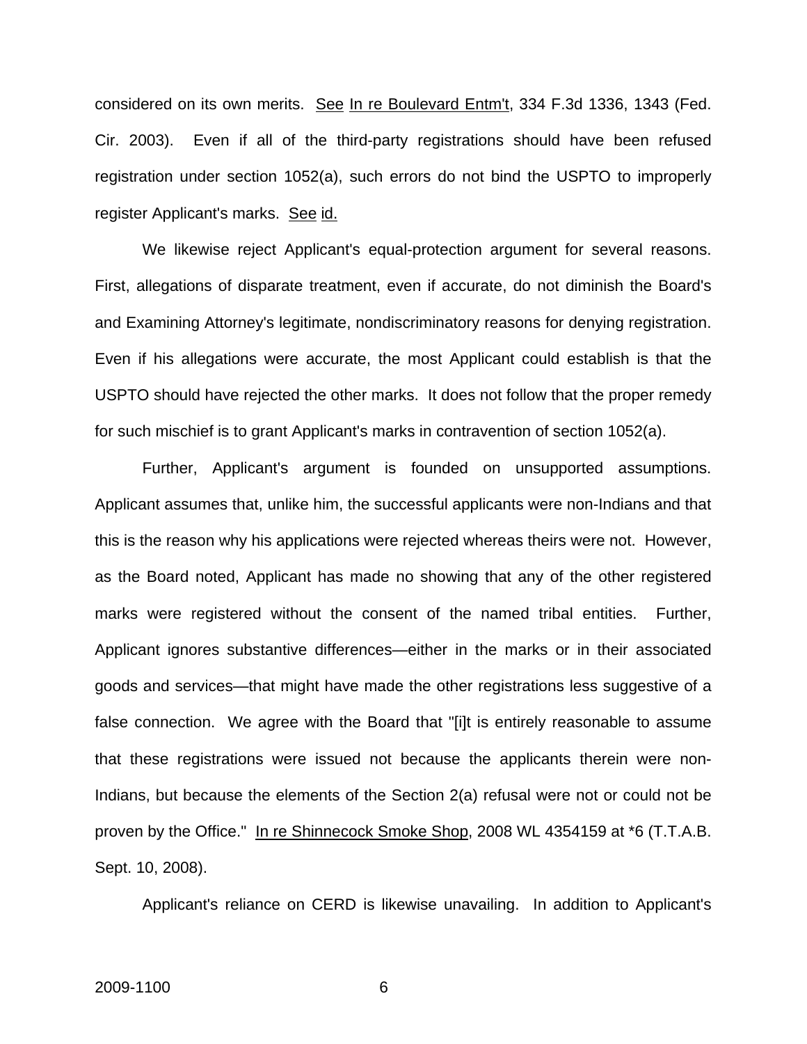considered on its own merits. See In re Boulevard Entm't, 334 F.3d 1336, 1343 (Fed. Cir. 2003). Even if all of the third-party registrations should have been refused registration under section 1052(a), such errors do not bind the USPTO to improperly register Applicant's marks. See id.

We likewise reject Applicant's equal-protection argument for several reasons. First, allegations of disparate treatment, even if accurate, do not diminish the Board's and Examining Attorney's legitimate, nondiscriminatory reasons for denying registration. Even if his allegations were accurate, the most Applicant could establish is that the USPTO should have rejected the other marks. It does not follow that the proper remedy for such mischief is to grant Applicant's marks in contravention of section 1052(a).

Further, Applicant's argument is founded on unsupported assumptions. Applicant assumes that, unlike him, the successful applicants were non-Indians and that this is the reason why his applications were rejected whereas theirs were not. However, as the Board noted, Applicant has made no showing that any of the other registered marks were registered without the consent of the named tribal entities. Further, Applicant ignores substantive differences—either in the marks or in their associated goods and services—that might have made the other registrations less suggestive of a false connection. We agree with the Board that "[i]t is entirely reasonable to assume that these registrations were issued not because the applicants therein were non-Indians, but because the elements of the Section 2(a) refusal were not or could not be proven by the Office." In re Shinnecock Smoke Shop, 2008 WL 4354159 at *6 (T.T.A.B. Sept. 10, 2008).

Applicant's reliance on CERD is likewise unavailing. In addition to Applicant's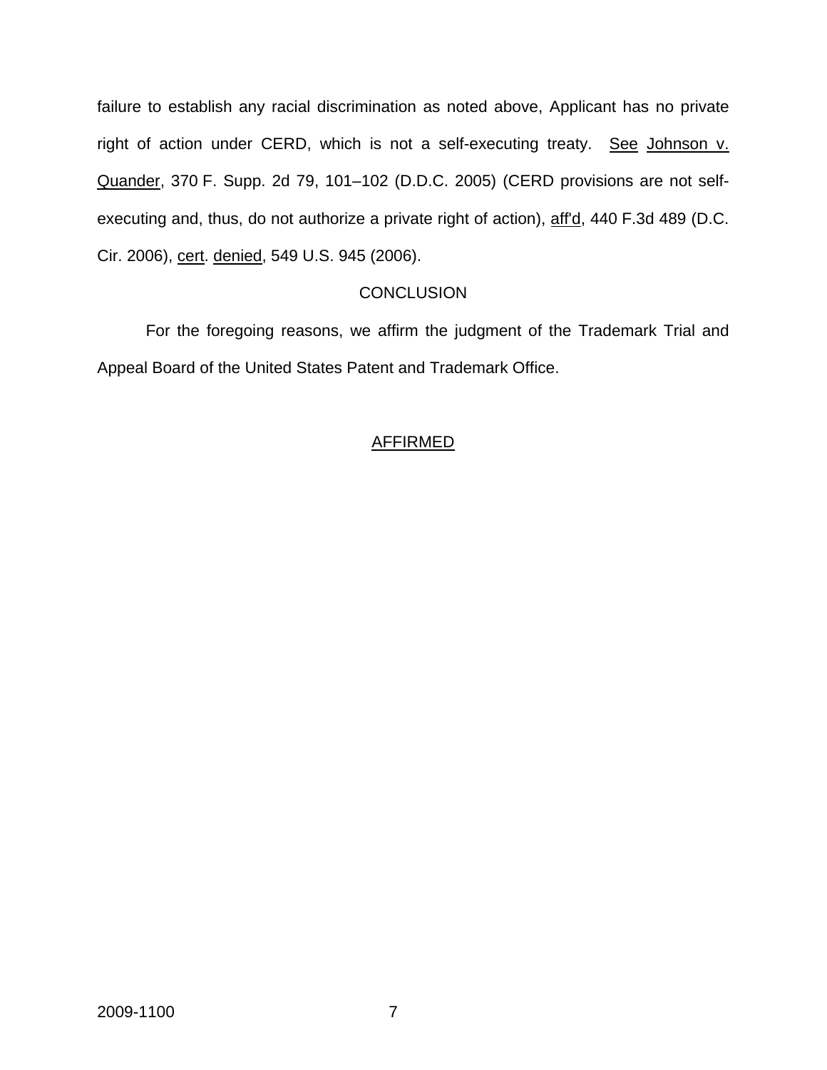failure to establish any racial discrimination as noted above, Applicant has no private right of action under CERD, which is not a self-executing treaty. See Johnson v. Quander, 370 F. Supp. 2d 79, 101–102 (D.D.C. 2005) (CERD provisions are not self-executing and, thus, do not authorize a private right of action), aff'd, 440 F.3d 489 (D.C. Cir. 2006), cert. denied, 549 U.S. 945 (2006).

## CONCLUSION

For the foregoing reasons, we affirm the judgment of the Trademark Trial and Appeal Board of the United States Patent and Trademark Office.

AFFIRMED